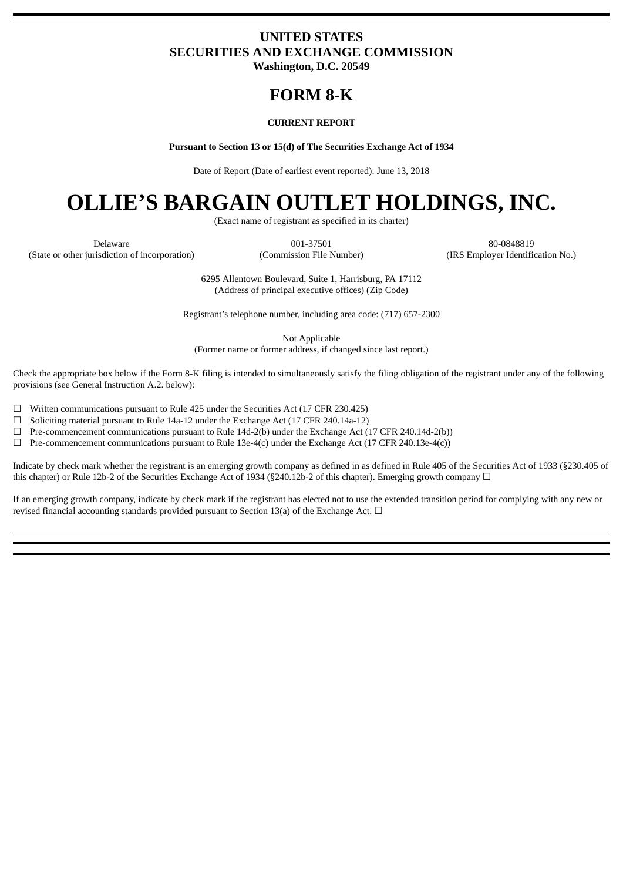# UNITED STATES
# SECURITIES AND EXCHANGE COMMISSION
**Washington, D.C. 20549**

# FORM 8-K

**CURRENT REPORT**

**Pursuant to Section 13 or 15(d) of The Securities Exchange Act of 1934**

Date of Report (Date of earliest event reported): June 13, 2018

# OLLIE'S BARGAIN OUTLET HOLDINGS, INC.

(Exact name of registrant as specified in its charter)

| Delaware | 001-37501 | 80-0848819 |
|---|---|---|
| (State or other jurisdiction of incorporation) | (Commission File Number) | (IRS Employer Identification No.) |

6295 Allentown Boulevard, Suite 1, Harrisburg, PA 17112
(Address of principal executive offices) (Zip Code)

Registrant's telephone number, including area code: (717) 657-2300

Not Applicable
(Former name or former address, if changed since last report.)

Check the appropriate box below if the Form 8-K filing is intended to simultaneously satisfy the filing obligation of the registrant under any of the following provisions (see General Instruction A.2. below):

☐ Written communications pursuant to Rule 425 under the Securities Act (17 CFR 230.425)

☐ Soliciting material pursuant to Rule 14a-12 under the Exchange Act (17 CFR 240.14a-12)

☐ Pre-commencement communications pursuant to Rule 14d-2(b) under the Exchange Act (17 CFR 240.14d-2(b))

☐ Pre-commencement communications pursuant to Rule 13e-4(c) under the Exchange Act (17 CFR 240.13e-4(c))

Indicate by check mark whether the registrant is an emerging growth company as defined in as defined in Rule 405 of the Securities Act of 1933 (§230.405 of this chapter) or Rule 12b-2 of the Securities Exchange Act of 1934 (§240.12b-2 of this chapter). Emerging growth company ☐

If an emerging growth company, indicate by check mark if the registrant has elected not to use the extended transition period for complying with any new or revised financial accounting standards provided pursuant to Section 13(a) of the Exchange Act. ☐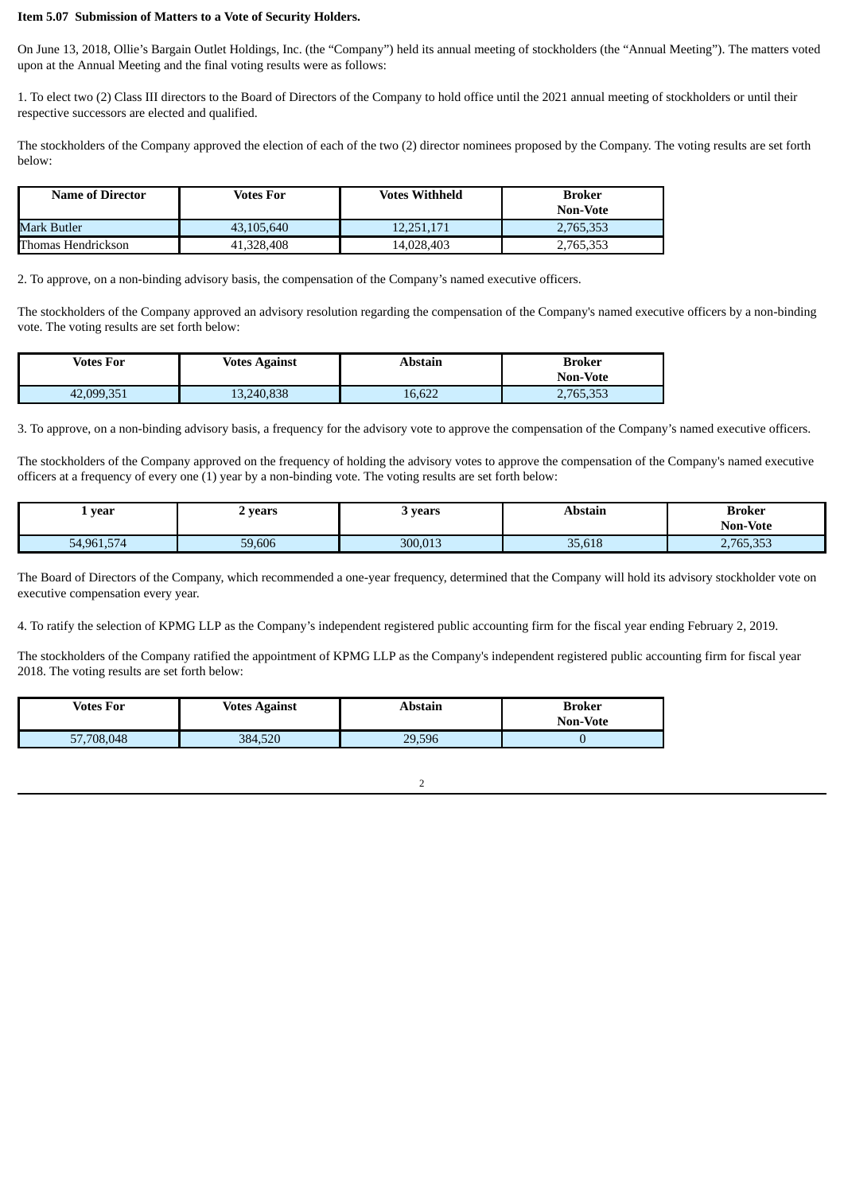**Item 5.07 Submission of Matters to a Vote of Security Holders.**

On June 13, 2018, Ollie’s Bargain Outlet Holdings, Inc. (the “Company”) held its annual meeting of stockholders (the “Annual Meeting”). The matters voted upon at the Annual Meeting and the final voting results were as follows:

1. To elect two (2) Class III directors to the Board of Directors of the Company to hold office until the 2021 annual meeting of stockholders or until their respective successors are elected and qualified.

The stockholders of the Company approved the election of each of the two (2) director nominees proposed by the Company. The voting results are set forth below:

| Name of Director | Votes For | Votes Withheld | Broker Non-Vote |
|---|---|---|---|
| Mark Butler | 43,105,640 | 12,251,171 | 2,765,353 |
| Thomas Hendrickson | 41,328,408 | 14,028,403 | 2,765,353 |

2. To approve, on a non-binding advisory basis, the compensation of the Company’s named executive officers.

The stockholders of the Company approved an advisory resolution regarding the compensation of the Company's named executive officers by a non-binding vote. The voting results are set forth below:

| Votes For | Votes Against | Abstain | Broker Non-Vote |
|---|---|---|---|
| 42,099,351 | 13,240,838 | 16,622 | 2,765,353 |

3. To approve, on a non-binding advisory basis, a frequency for the advisory vote to approve the compensation of the Company’s named executive officers.

The stockholders of the Company approved on the frequency of holding the advisory votes to approve the compensation of the Company's named executive officers at a frequency of every one (1) year by a non-binding vote. The voting results are set forth below:

| 1 year | 2 years | 3 years | Abstain | Broker Non-Vote |
|---|---|---|---|---|
| 54,961,574 | 59,606 | 300,013 | 35,618 | 2,765,353 |

The Board of Directors of the Company, which recommended a one-year frequency, determined that the Company will hold its advisory stockholder vote on executive compensation every year.

4. To ratify the selection of KPMG LLP as the Company’s independent registered public accounting firm for the fiscal year ending February 2, 2019.

The stockholders of the Company ratified the appointment of KPMG LLP as the Company's independent registered public accounting firm for fiscal year 2018. The voting results are set forth below:

| Votes For | Votes Against | Abstain | Broker Non-Vote |
|---|---|---|---|
| 57,708,048 | 384,520 | 29,596 | 0 |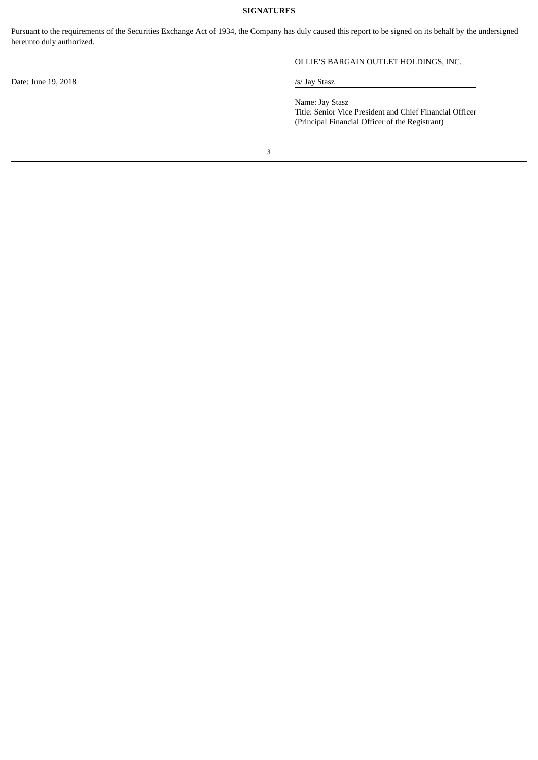**SIGNATURES**

Pursuant to the requirements of the Securities Exchange Act of 1934, the Company has duly caused this report to be signed on its behalf by the undersigned hereunto duly authorized.

OLLIE'S BARGAIN OUTLET HOLDINGS, INC.

Date: June 19, 2018

/s/ Jay Stasz

Name: Jay Stasz
Title: Senior Vice President and Chief Financial Officer
(Principal Financial Officer of the Registrant)